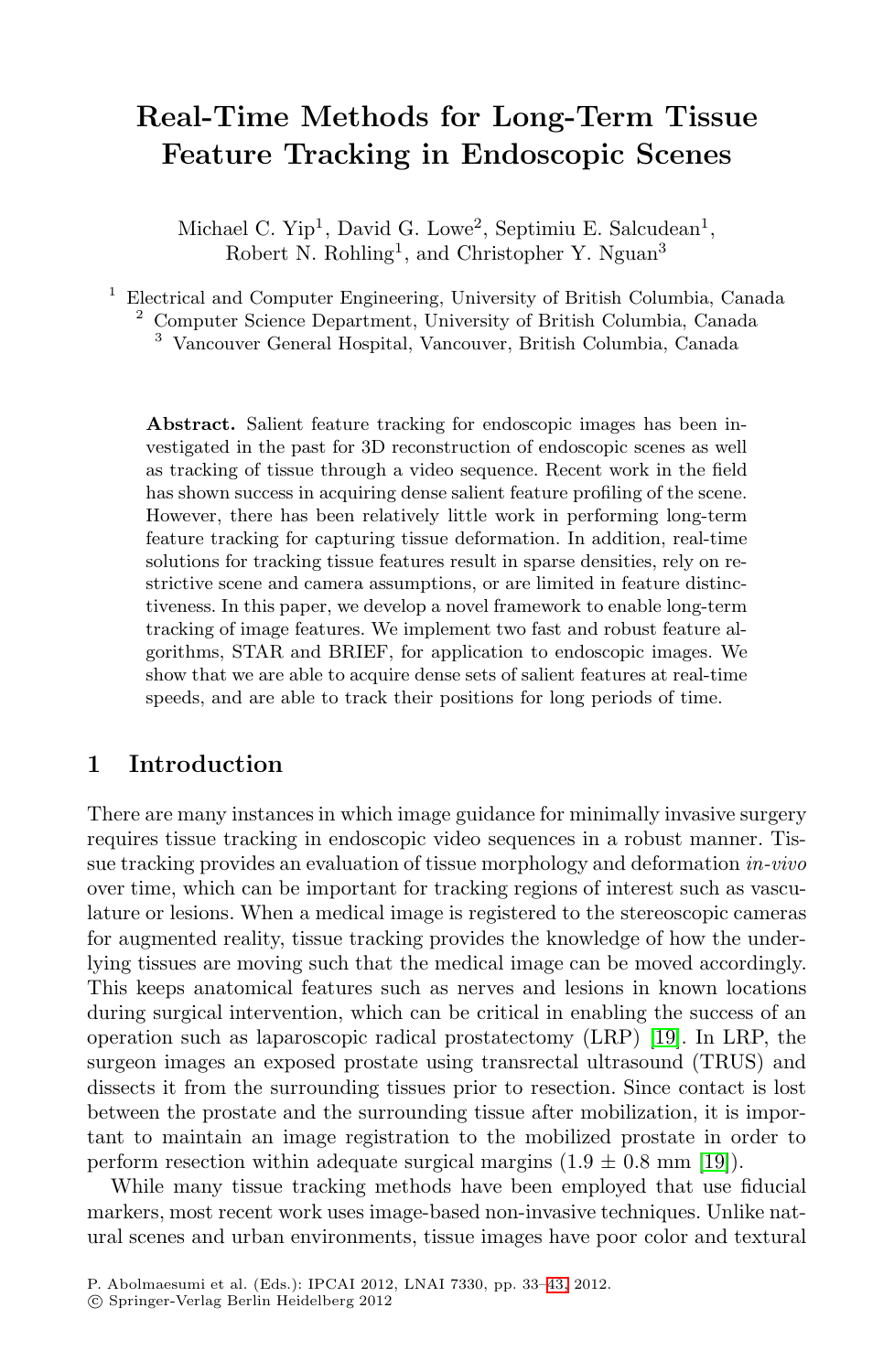# Real-Time Methods for Long-Term Tissue Feature Tracking in Endoscopic Scenes

Michael C. Yip[1], David G. Lowe[2], Septimiu E. Salcudean[1], Robert N. Rohling[1], and Christopher Y. Nguan[3]

[1] Electrical and Computer Engineering, University of British Columbia, Canada
[2] Computer Science Department, University of British Columbia, Canada
[3] Vancouver General Hospital, Vancouver, British Columbia, Canada

**Abstract.** Salient feature tracking for endoscopic images has been investigated in the past for 3D reconstruction of endoscopic scenes as well as tracking of tissue through a video sequence. Recent work in the field has shown success in acquiring dense salient feature profiling of the scene. However, there has been relatively little work in performing long-term feature tracking for capturing tissue deformation. In addition, real-time solutions for tracking tissue features result in sparse densities, rely on restrictive scene and camera assumptions, or are limited in feature distinctiveness. In this paper, we develop a novel framework to enable long-term tracking of image features. We implement two fast and robust feature algorithms, STAR and BRIEF, for application to endoscopic images. We show that we are able to acquire dense sets of salient features at real-time speeds, and are able to track their positions for long periods of time.

## 1 Introduction

There are many instances in which image guidance for minimally invasive surgery requires tissue tracking in endoscopic video sequences in a robust manner. Tissue tracking provides an evaluation of tissue morphology and deformation *in-vivo* over time, which can be important for tracking regions of interest such as vasculature or lesions. When a medical image is registered to the stereoscopic cameras for augmented reality, tissue tracking provides the knowledge of how the underlying tissues are moving such that the medical image can be moved accordingly. This keeps anatomical features such as nerves and lesions in known locations during surgical intervention, which can be critical in enabling the success of an operation such as laparoscopic radical prostatectomy (LRP) [19]. In LRP, the surgeon images an exposed prostate using transrectal ultrasound (TRUS) and dissects it from the surrounding tissues prior to resection. Since contact is lost between the prostate and the surrounding tissue after mobilization, it is important to maintain an image registration to the mobilized prostate in order to perform resection within adequate surgical margins ($1.9 \pm 0.8$ mm [19]).

While many tissue tracking methods have been employed that use fiducial markers, most recent work uses image-based non-invasive techniques. Unlike natural scenes and urban environments, tissue images have poor color and textural

P. Abolmaesumi et al. (Eds.): IPCAI 2012, LNAI 7330, pp. 33–43, 2012.
© Springer-Verlag Berlin Heidelberg 2012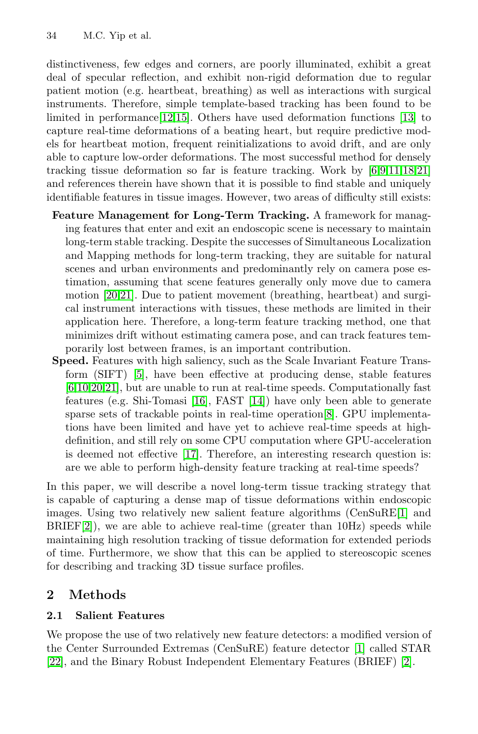distinctiveness, few edges and corners, are poorly illuminated, exhibit a great deal of specular reflection, and exhibit non-rigid deformation due to regular patient motion (e.g. heartbeat, breathing) as well as interactions with surgical instruments. Therefore, simple template-based tracking has been found to be limited in performance[12,15]. Others have used deformation functions [13] to capture real-time deformations of a beating heart, but require predictive models for heartbeat motion, frequent reinitializations to avoid drift, and are only able to capture low-order deformations. The most successful method for densely tracking tissue deformation so far is feature tracking. Work by [6,9,11,18,21] and references therein have shown that it is possible to find stable and uniquely identifiable features in tissue images. However, two areas of difficulty still exists:

- **Feature Management for Long-Term Tracking.** A framework for managing features that enter and exit an endoscopic scene is necessary to maintain long-term stable tracking. Despite the successes of Simultaneous Localization and Mapping methods for long-term tracking, they are suitable for natural scenes and urban environments and predominantly rely on camera pose estimation, assuming that scene features generally only move due to camera motion [20,21]. Due to patient movement (breathing, heartbeat) and surgical instrument interactions with tissues, these methods are limited in their application here. Therefore, a long-term feature tracking method, one that minimizes drift without estimating camera pose, and can track features temporarily lost between frames, is an important contribution.
- **Speed.** Features with high saliency, such as the Scale Invariant Feature Transform (SIFT) [5], have been effective at producing dense, stable features [6,10,20,21], but are unable to run at real-time speeds. Computationally fast features (e.g. Shi-Tomasi [16], FAST [14]) have only been able to generate sparse sets of trackable points in real-time operation[8]. GPU implementations have been limited and have yet to achieve real-time speeds at high-definition, and still rely on some CPU computation where GPU-acceleration is deemed not effective [17]. Therefore, an interesting research question is: are we able to perform high-density feature tracking at real-time speeds?

In this paper, we will describe a novel long-term tissue tracking strategy that is capable of capturing a dense map of tissue deformations within endoscopic images. Using two relatively new salient feature algorithms (CenSuRE[1] and BRIEF[2]), we are able to achieve real-time (greater than 10Hz) speeds while maintaining high resolution tracking of tissue deformation for extended periods of time. Furthermore, we show that this can be applied to stereoscopic scenes for describing and tracking 3D tissue surface profiles.

## 2 Methods

### 2.1 Salient Features

We propose the use of two relatively new feature detectors: a modified version of the Center Surrounded Extremas (CenSuRE) feature detector [1] called STAR [22], and the Binary Robust Independent Elementary Features (BRIEF) [2].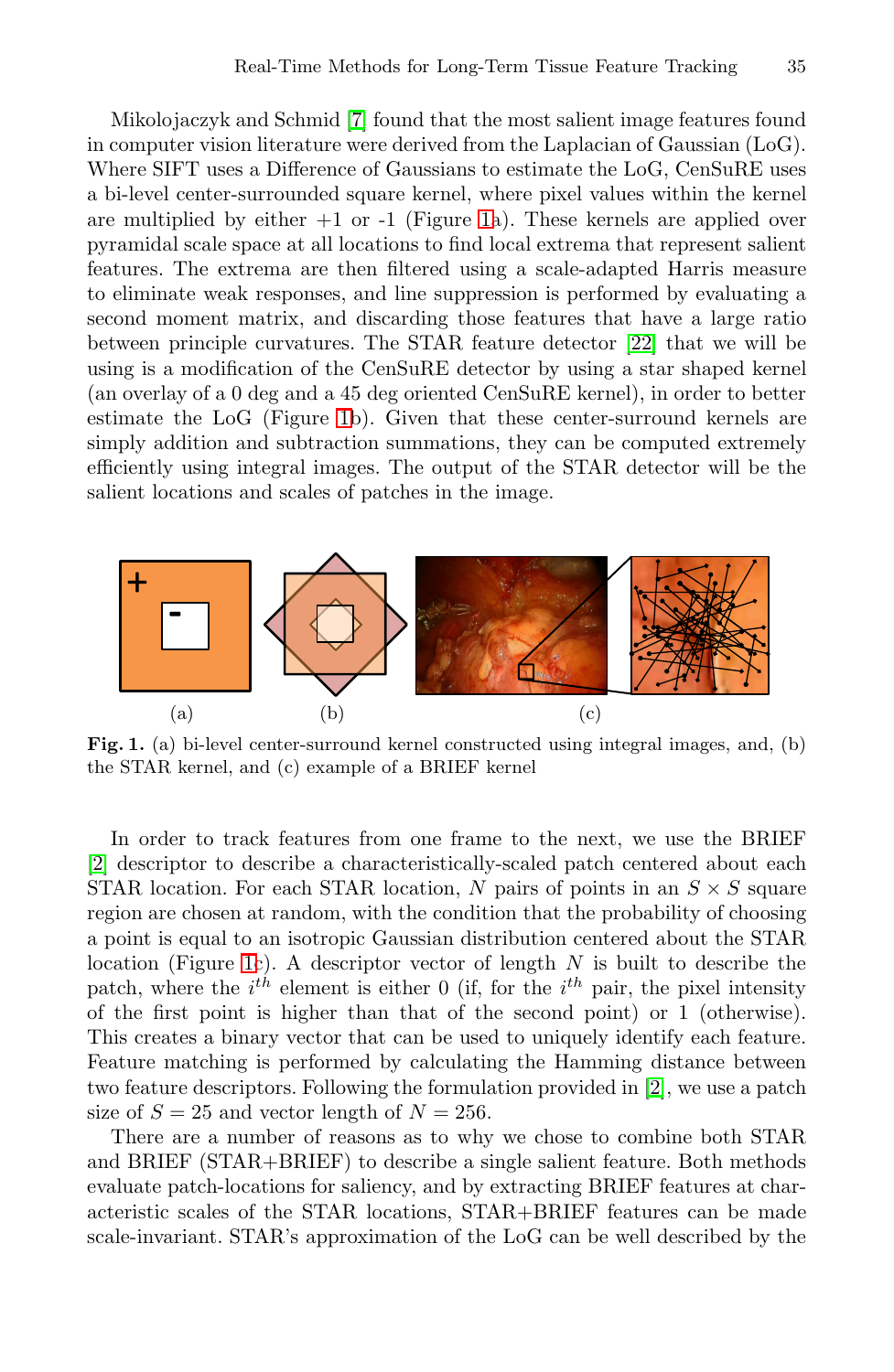Mikolojaczyk and Schmid [7] found that the most salient image features found in computer vision literature were derived from the Laplacian of Gaussian (LoG). Where SIFT uses a Difference of Gaussians to estimate the LoG, CenSuRE uses a bi-level center-surrounded square kernel, where pixel values within the kernel are multiplied by either +1 or -1 (Figure 1a). These kernels are applied over pyramidal scale space at all locations to find local extrema that represent salient features. The extrema are then filtered using a scale-adapted Harris measure to eliminate weak responses, and line suppression is performed by evaluating a second moment matrix, and discarding those features that have a large ratio between principle curvatures. The STAR feature detector [22] that we will be using is a modification of the CenSuRE detector by using a star shaped kernel (an overlay of a 0 deg and a 45 deg oriented CenSuRE kernel), in order to better estimate the LoG (Figure 1b). Given that these center-surround kernels are simply addition and subtraction summations, they can be computed extremely efficiently using integral images. The output of the STAR detector will be the salient locations and scales of patches in the image.

**Fig. 1.** (a) bi-level center-surround kernel constructed using integral images, and, (b) the STAR kernel, and (c) example of a BRIEF kernel

In order to track features from one frame to the next, we use the BRIEF [2] descriptor to describe a characteristically-scaled patch centered about each STAR location. For each STAR location, $N$ pairs of points in an $S \times S$ square region are chosen at random, with the condition that the probability of choosing a point is equal to an isotropic Gaussian distribution centered about the STAR location (Figure 1c). A descriptor vector of length $N$ is built to describe the patch, where the $i^{th}$ element is either 0 (if, for the $i^{th}$ pair, the pixel intensity of the first point is higher than that of the second point) or 1 (otherwise). This creates a binary vector that can be used to uniquely identify each feature. Feature matching is performed by calculating the Hamming distance between two feature descriptors. Following the formulation provided in [2], we use a patch size of $S = 25$ and vector length of $N = 256$.

There are a number of reasons as to why we chose to combine both STAR and BRIEF (STAR+BRIEF) to describe a single salient feature. Both methods evaluate patch-locations for saliency, and by extracting BRIEF features at characteristic scales of the STAR locations, STAR+BRIEF features can be made scale-invariant. STAR's approximation of the LoG can be well described by the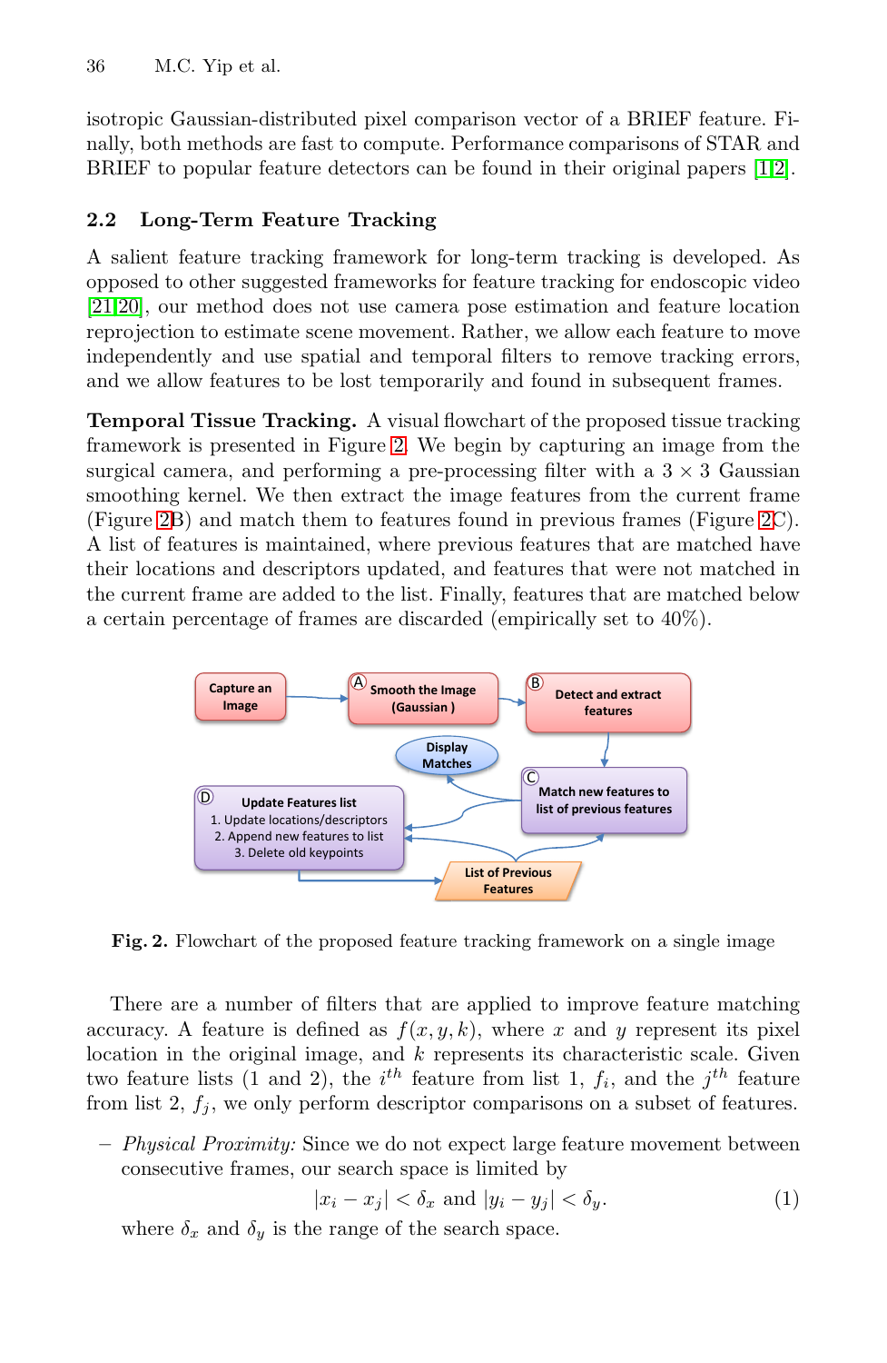isotropic Gaussian-distributed pixel comparison vector of a BRIEF feature. Finally, both methods are fast to compute. Performance comparisons of STAR and BRIEF to popular feature detectors can be found in their original papers [1,2].

### 2.2 Long-Term Feature Tracking

A salient feature tracking framework for long-term tracking is developed. As opposed to other suggested frameworks for feature tracking for endoscopic video [21,20], our method does not use camera pose estimation and feature location reprojection to estimate scene movement. Rather, we allow each feature to move independently and use spatial and temporal filters to remove tracking errors, and we allow features to be lost temporarily and found in subsequent frames.

**Temporal Tissue Tracking.** A visual flowchart of the proposed tissue tracking framework is presented in Figure 2. We begin by capturing an image from the surgical camera, and performing a pre-processing filter with a $3 \times 3$ Gaussian smoothing kernel. We then extract the image features from the current frame (Figure 2B) and match them to features found in previous frames (Figure 2C). A list of features is maintained, where previous features that are matched have their locations and descriptors updated, and features that were not matched in the current frame are added to the list. Finally, features that are matched below a certain percentage of frames are discarded (empirically set to 40%).

**Fig. 2.** Flowchart of the proposed feature tracking framework on a single image

There are a number of filters that are applied to improve feature matching accuracy. A feature is defined as $f(x, y, k)$, where $x$ and $y$ represent its pixel location in the original image, and $k$ represents its characteristic scale. Given two feature lists (1 and 2), the $i^{th}$ feature from list 1, $f_i$, and the $j^{th}$ feature from list 2, $f_j$, we only perform descriptor comparisons on a subset of features.

– *Physical Proximity:* Since we do not expect large feature movement between consecutive frames, our search space is limited by

$$|x_i - x_j| < \delta_x \text{ and } |y_i - y_j| < \delta_y. \tag{1}$$

where $\delta_x$ and $\delta_y$ is the range of the search space.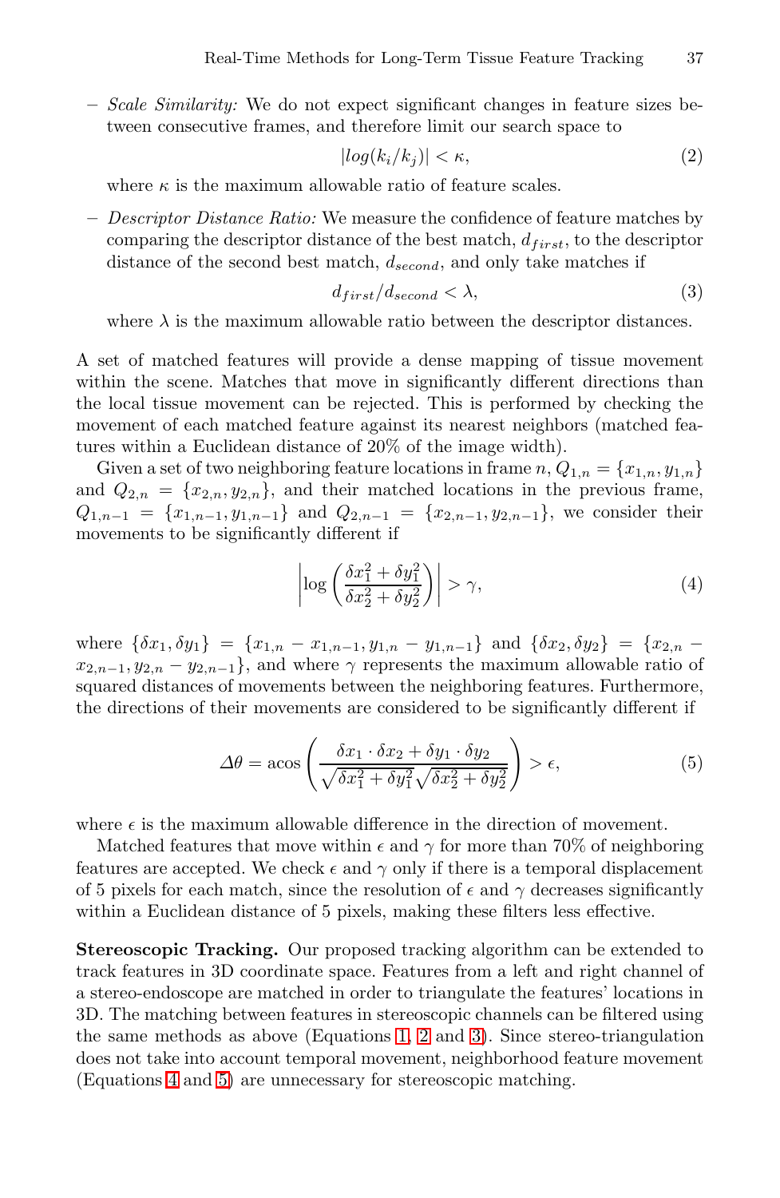- *Scale Similarity:* We do not expect significant changes in feature sizes between consecutive frames, and therefore limit our search space to

$$|log(k_i/k_j)| < \kappa, \tag{2}$$

where $\kappa$ is the maximum allowable ratio of feature scales.

- *Descriptor Distance Ratio:* We measure the confidence of feature matches by comparing the descriptor distance of the best match, $d_{first}$, to the descriptor distance of the second best match, $d_{second}$, and only take matches if

$$d_{first}/d_{second} < \lambda, \tag{3}$$

where $\lambda$ is the maximum allowable ratio between the descriptor distances.

A set of matched features will provide a dense mapping of tissue movement within the scene. Matches that move in significantly different directions than the local tissue movement can be rejected. This is performed by checking the movement of each matched feature against its nearest neighbors (matched features within a Euclidean distance of 20% of the image width).

Given a set of two neighboring feature locations in frame $n$, $Q_{1,n} = \{x_{1,n}, y_{1,n}\}$ and $Q_{2,n} = \{x_{2,n}, y_{2,n}\}$, and their matched locations in the previous frame, $Q_{1,n-1} = \{x_{1,n-1}, y_{1,n-1}\}$ and $Q_{2,n-1} = \{x_{2,n-1}, y_{2,n-1}\}$, we consider their movements to be significantly different if

$$\left| \log \left( \frac{\delta x_1^2 + \delta y_1^2}{\delta x_2^2 + \delta y_2^2} \right) \right| > \gamma, \tag{4}$$

where $\{\delta x_1, \delta y_1\} = \{x_{1,n} - x_{1,n-1}, y_{1,n} - y_{1,n-1}\}$ and $\{\delta x_2, \delta y_2\} = \{x_{2,n} - x_{2,n-1}, y_{2,n} - y_{2,n-1}\}$, and where $\gamma$ represents the maximum allowable ratio of squared distances of movements between the neighboring features. Furthermore, the directions of their movements are considered to be significantly different if

$$\Delta\theta = \text{acos} \left( \frac{\delta x_1 \cdot \delta x_2 + \delta y_1 \cdot \delta y_2}{\sqrt{\delta x_1^2 + \delta y_1^2} \sqrt{\delta x_2^2 + \delta y_2^2}} \right) > \epsilon, \tag{5}$$

where $\epsilon$ is the maximum allowable difference in the direction of movement.

Matched features that move within $\epsilon$ and $\gamma$ for more than 70% of neighboring features are accepted. We check $\epsilon$ and $\gamma$ only if there is a temporal displacement of 5 pixels for each match, since the resolution of $\epsilon$ and $\gamma$ decreases significantly within a Euclidean distance of 5 pixels, making these filters less effective.

**Stereoscopic Tracking.** Our proposed tracking algorithm can be extended to track features in 3D coordinate space. Features from a left and right channel of a stereo-endoscope are matched in order to triangulate the features' locations in 3D. The matching between features in stereoscopic channels can be filtered using the same methods as above (Equations 1, 2 and 3). Since stereo-triangulation does not take into account temporal movement, neighborhood feature movement (Equations 4 and 5) are unnecessary for stereoscopic matching.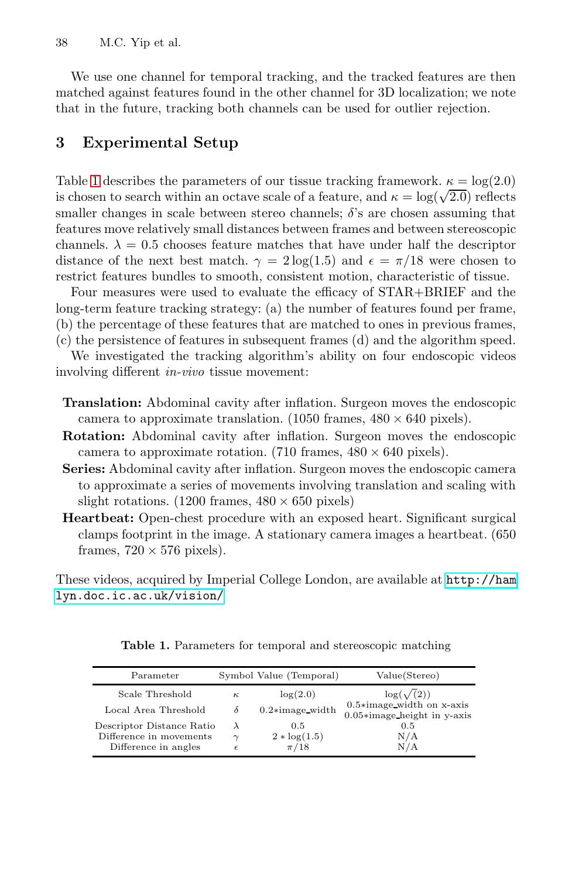We use one channel for temporal tracking, and the tracked features are then matched against features found in the other channel for 3D localization; we note that in the future, tracking both channels can be used for outlier rejection.

## 3 Experimental Setup

Table 1 describes the parameters of our tissue tracking framework. $\kappa = \log(2.0)$ is chosen to search within an octave scale of a feature, and $\kappa = \log(\sqrt{2.0})$ reflects smaller changes in scale between stereo channels; $\delta$'s are chosen assuming that features move relatively small distances between frames and between stereoscopic channels. $\lambda = 0.5$ chooses feature matches that have under half the descriptor distance of the next best match. $\gamma = 2\log(1.5)$ and $\epsilon = \pi/18$ were chosen to restrict features bundles to smooth, consistent motion, characteristic of tissue.

Four measures were used to evaluate the efficacy of STAR+BRIEF and the long-term feature tracking strategy: (a) the number of features found per frame, (b) the percentage of these features that are matched to ones in previous frames, (c) the persistence of features in subsequent frames (d) and the algorithm speed.

We investigated the tracking algorithm's ability on four endoscopic videos involving different *in-vivo* tissue movement:

**Translation:** Abdominal cavity after inflation. Surgeon moves the endoscopic camera to approximate translation. (1050 frames, $480 \times 640$ pixels).

**Rotation:** Abdominal cavity after inflation. Surgeon moves the endoscopic camera to approximate rotation. (710 frames, $480 \times 640$ pixels).

**Series:** Abdominal cavity after inflation. Surgeon moves the endoscopic camera to approximate a series of movements involving translation and scaling with slight rotations. (1200 frames, $480 \times 650$ pixels)

**Heartbeat:** Open-chest procedure with an exposed heart. Significant surgical clamps footprint in the image. A stationary camera images a heartbeat. (650 frames, $720 \times 576$ pixels).

These videos, acquired by Imperial College London, are available at http://hamlyn.doc.ic.ac.uk/vision/

**Table 1.** Parameters for temporal and stereoscopic matching

| Parameter | Symbol | Value (Temporal) | Value(Stereo) |
|---|---|---|---|
| Scale Threshold | $\kappa$ | $\log(2.0)$ | $\log(\sqrt{(2)})$ |
| Local Area Threshold | $\delta$ | 0.2*image_width | 0.5*image_width on x-axis 0.05*image_height in y-axis |
| Descriptor Distance Ratio | $\lambda$ | 0.5 | 0.5 |
| Difference in movements | $\gamma$ | $2 * \log(1.5)$ | N/A |
| Difference in angles | $\epsilon$ | $\pi/18$ | N/A |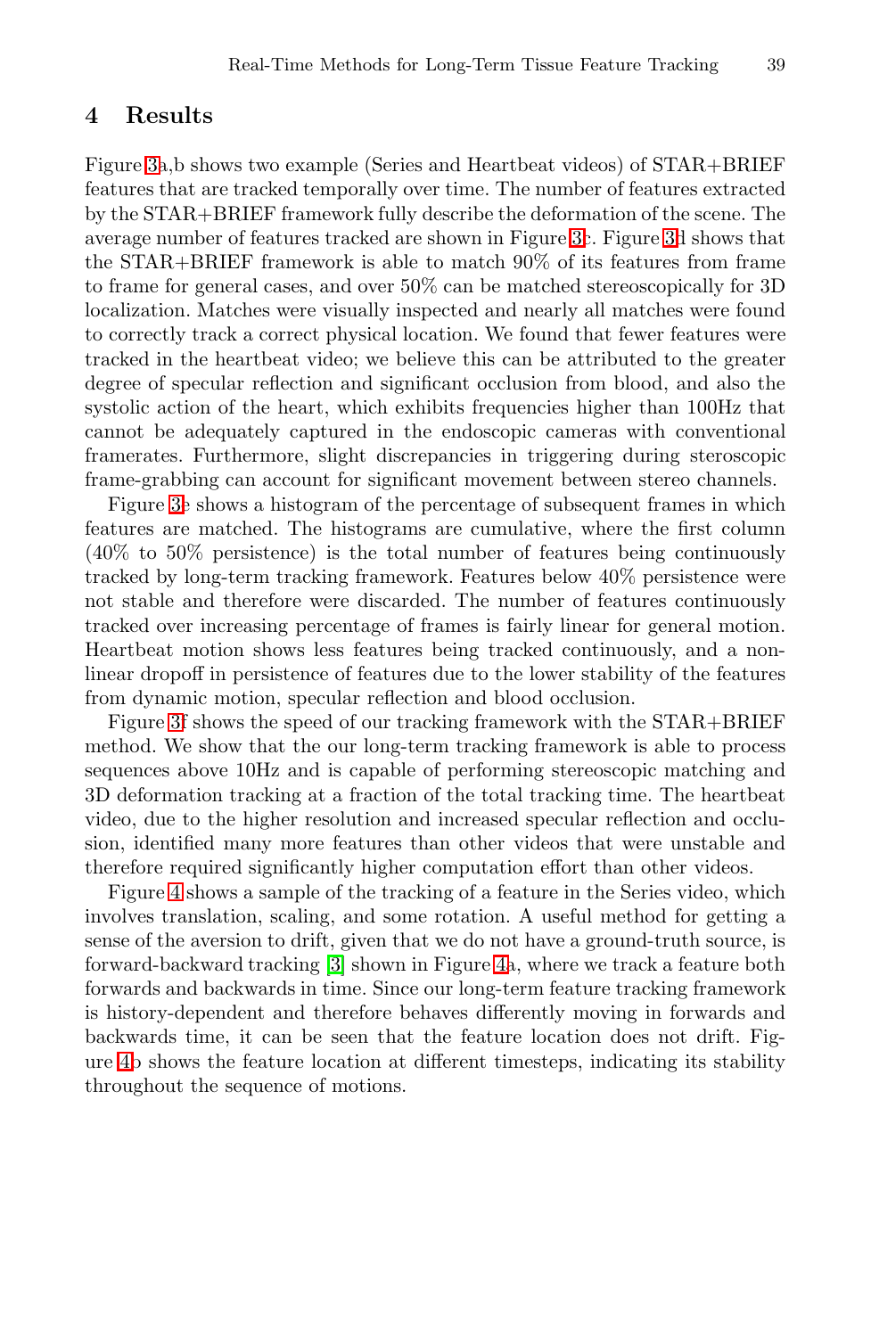## 4 Results

Figure 3a,b shows two example (Series and Heartbeat videos) of STAR+BRIEF features that are tracked temporally over time. The number of features extracted by the STAR+BRIEF framework fully describe the deformation of the scene. The average number of features tracked are shown in Figure 3c. Figure 3d shows that the STAR+BRIEF framework is able to match 90% of its features from frame to frame for general cases, and over 50% can be matched stereoscopically for 3D localization. Matches were visually inspected and nearly all matches were found to correctly track a correct physical location. We found that fewer features were tracked in the heartbeat video; we believe this can be attributed to the greater degree of specular reflection and significant occlusion from blood, and also the systolic action of the heart, which exhibits frequencies higher than 100Hz that cannot be adequately captured in the endoscopic cameras with conventional framerates. Furthermore, slight discrepancies in triggering during steroscopic frame-grabbing can account for significant movement between stereo channels.

Figure 3e shows a histogram of the percentage of subsequent frames in which features are matched. The histograms are cumulative, where the first column (40% to 50% persistence) is the total number of features being continuously tracked by long-term tracking framework. Features below 40% persistence were not stable and therefore were discarded. The number of features continuously tracked over increasing percentage of frames is fairly linear for general motion. Heartbeat motion shows less features being tracked continuously, and a non-linear dropoff in persistence of features due to the lower stability of the features from dynamic motion, specular reflection and blood occlusion.

Figure 3f shows the speed of our tracking framework with the STAR+BRIEF method. We show that the our long-term tracking framework is able to process sequences above 10Hz and is capable of performing stereoscopic matching and 3D deformation tracking at a fraction of the total tracking time. The heartbeat video, due to the higher resolution and increased specular reflection and occlusion, identified many more features than other videos that were unstable and therefore required significantly higher computation effort than other videos.

Figure 4 shows a sample of the tracking of a feature in the Series video, which involves translation, scaling, and some rotation. A useful method for getting a sense of the aversion to drift, given that we do not have a ground-truth source, is forward-backward tracking [3] shown in Figure 4a, where we track a feature both forwards and backwards in time. Since our long-term feature tracking framework is history-dependent and therefore behaves differently moving in forwards and backwards time, it can be seen that the feature location does not drift. Figure 4b shows the feature location at different timesteps, indicating its stability throughout the sequence of motions.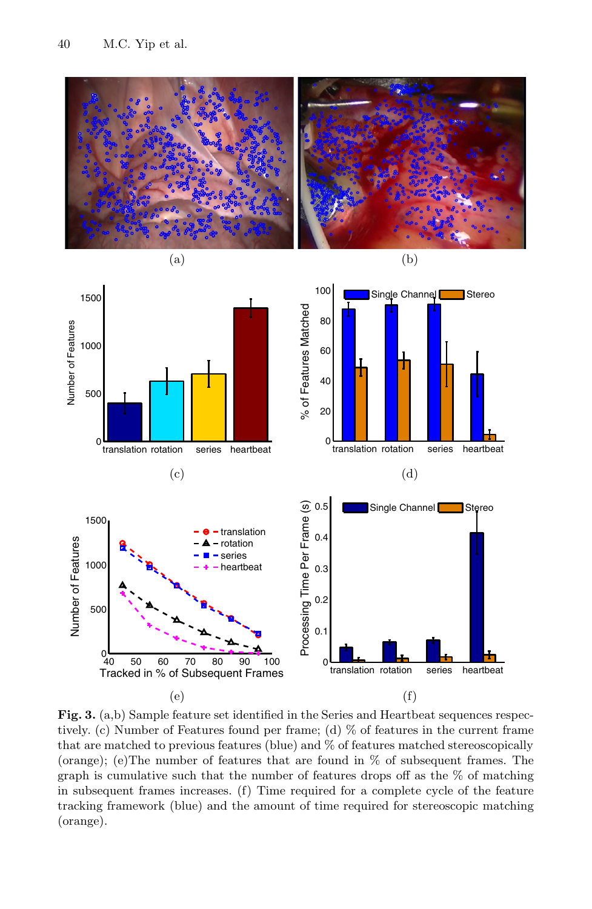**Fig. 3.** (a,b) Sample feature set identified in the Series and Heartbeat sequences respectively. (c) Number of Features found per frame; (d) % of features in the current frame that are matched to previous features (blue) and % of features matched stereoscopically (orange); (e)The number of features that are found in % of subsequent frames. The graph is cumulative such that the number of features drops off as the % of matching in subsequent frames increases. (f) Time required for a complete cycle of the feature tracking framework (blue) and the amount of time required for stereoscopic matching (orange).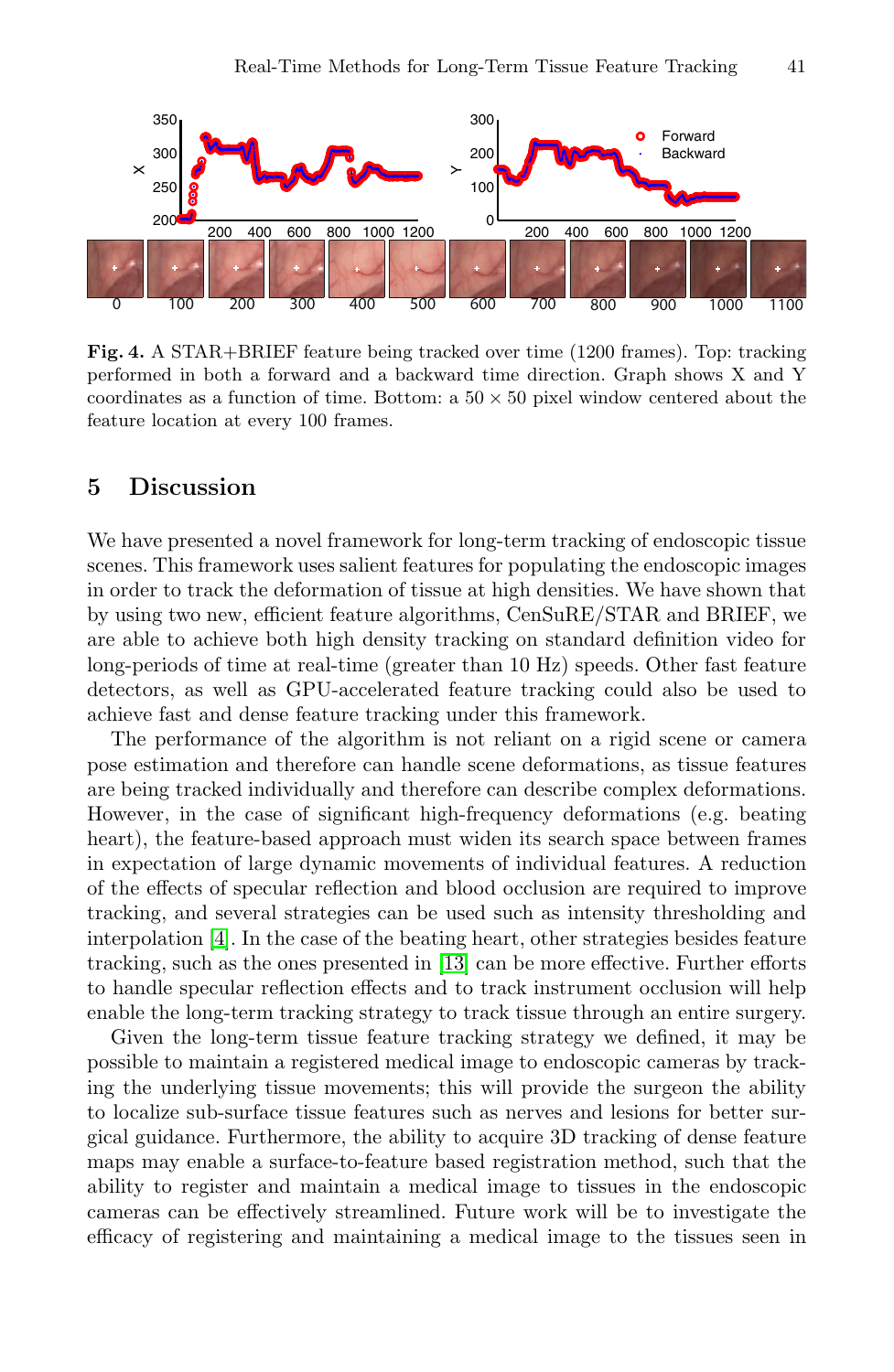**Fig. 4.** A STAR+BRIEF feature being tracked over time (1200 frames). Top: tracking performed in both a forward and a backward time direction. Graph shows X and Y coordinates as a function of time. Bottom: a $50 \times 50$ pixel window centered about the feature location at every 100 frames.

## 5 Discussion

We have presented a novel framework for long-term tracking of endoscopic tissue scenes. This framework uses salient features for populating the endoscopic images in order to track the deformation of tissue at high densities. We have shown that by using two new, efficient feature algorithms, CenSuRE/STAR and BRIEF, we are able to achieve both high density tracking on standard definition video for long-periods of time at real-time (greater than 10 Hz) speeds. Other fast feature detectors, as well as GPU-accelerated feature tracking could also be used to achieve fast and dense feature tracking under this framework.

The performance of the algorithm is not reliant on a rigid scene or camera pose estimation and therefore can handle scene deformations, as tissue features are being tracked individually and therefore can describe complex deformations. However, in the case of significant high-frequency deformations (e.g. beating heart), the feature-based approach must widen its search space between frames in expectation of large dynamic movements of individual features. A reduction of the effects of specular reflection and blood occlusion are required to improve tracking, and several strategies can be used such as intensity thresholding and interpolation [4]. In the case of the beating heart, other strategies besides feature tracking, such as the ones presented in [13] can be more effective. Further efforts to handle specular reflection effects and to track instrument occlusion will help enable the long-term tracking strategy to track tissue through an entire surgery.

Given the long-term tissue feature tracking strategy we defined, it may be possible to maintain a registered medical image to endoscopic cameras by tracking the underlying tissue movements; this will provide the surgeon the ability to localize sub-surface tissue features such as nerves and lesions for better surgical guidance. Furthermore, the ability to acquire 3D tracking of dense feature maps may enable a surface-to-feature based registration method, such that the ability to register and maintain a medical image to tissues in the endoscopic cameras can be effectively streamlined. Future work will be to investigate the efficacy of registering and maintaining a medical image to the tissues seen in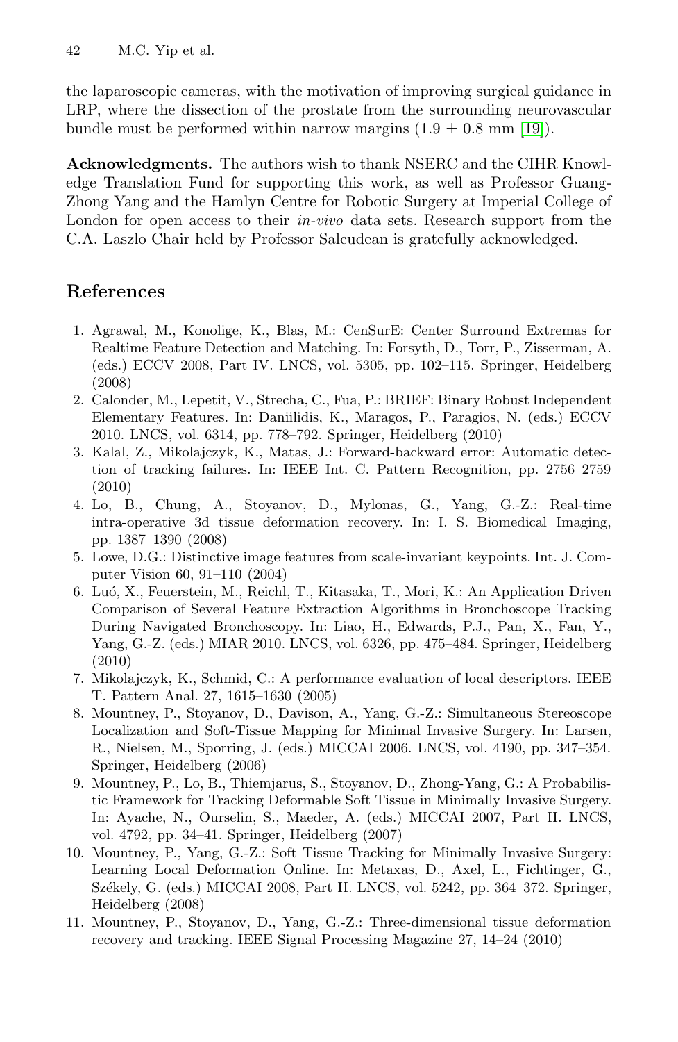the laparoscopic cameras, with the motivation of improving surgical guidance in LRP, where the dissection of the prostate from the surrounding neurovascular bundle must be performed within narrow margins ($1.9 \pm 0.8$ mm [19]).

**Acknowledgments.** The authors wish to thank NSERC and the CIHR Knowledge Translation Fund for supporting this work, as well as Professor Guang-Zhong Yang and the Hamlyn Centre for Robotic Surgery at Imperial College of London for open access to their *in-vivo* data sets. Research support from the C.A. Laszlo Chair held by Professor Salcudean is gratefully acknowledged.

## References

1. Agrawal, M., Konolige, K., Blas, M.: CenSurE: Center Surround Extremas for Realtime Feature Detection and Matching. In: Forsyth, D., Torr, P., Zisserman, A. (eds.) ECCV 2008, Part IV. LNCS, vol. 5305, pp. 102–115. Springer, Heidelberg (2008)
2. Calonder, M., Lepetit, V., Strecha, C., Fua, P.: BRIEF: Binary Robust Independent Elementary Features. In: Daniilidis, K., Maragos, P., Paragios, N. (eds.) ECCV 2010. LNCS, vol. 6314, pp. 778–792. Springer, Heidelberg (2010)
3. Kalal, Z., Mikolajczyk, K., Matas, J.: Forward-backward error: Automatic detection of tracking failures. In: IEEE Int. C. Pattern Recognition, pp. 2756–2759 (2010)
4. Lo, B., Chung, A., Stoyanov, D., Mylonas, G., Yang, G.-Z.: Real-time intra-operative 3d tissue deformation recovery. In: I. S. Biomedical Imaging, pp. 1387–1390 (2008)
5. Lowe, D.G.: Distinctive image features from scale-invariant keypoints. Int. J. Computer Vision 60, 91–110 (2004)
6. Luó, X., Feuerstein, M., Reichl, T., Kitasaka, T., Mori, K.: An Application Driven Comparison of Several Feature Extraction Algorithms in Bronchoscope Tracking During Navigated Bronchoscopy. In: Liao, H., Edwards, P.J., Pan, X., Fan, Y., Yang, G.-Z. (eds.) MIAR 2010. LNCS, vol. 6326, pp. 475–484. Springer, Heidelberg (2010)
7. Mikolajczyk, K., Schmid, C.: A performance evaluation of local descriptors. IEEE T. Pattern Anal. 27, 1615–1630 (2005)
8. Mountney, P., Stoyanov, D., Davison, A., Yang, G.-Z.: Simultaneous Stereoscope Localization and Soft-Tissue Mapping for Minimal Invasive Surgery. In: Larsen, R., Nielsen, M., Sporring, J. (eds.) MICCAI 2006. LNCS, vol. 4190, pp. 347–354. Springer, Heidelberg (2006)
9. Mountney, P., Lo, B., Thiemjarus, S., Stoyanov, D., Zhong-Yang, G.: A Probabilistic Framework for Tracking Deformable Soft Tissue in Minimally Invasive Surgery. In: Ayache, N., Ourselin, S., Maeder, A. (eds.) MICCAI 2007, Part II. LNCS, vol. 4792, pp. 34–41. Springer, Heidelberg (2007)
10. Mountney, P., Yang, G.-Z.: Soft Tissue Tracking for Minimally Invasive Surgery: Learning Local Deformation Online. In: Metaxas, D., Axel, L., Fichtinger, G., Székely, G. (eds.) MICCAI 2008, Part II. LNCS, vol. 5242, pp. 364–372. Springer, Heidelberg (2008)
11. Mountney, P., Stoyanov, D., Yang, G.-Z.: Three-dimensional tissue deformation recovery and tracking. IEEE Signal Processing Magazine 27, 14–24 (2010)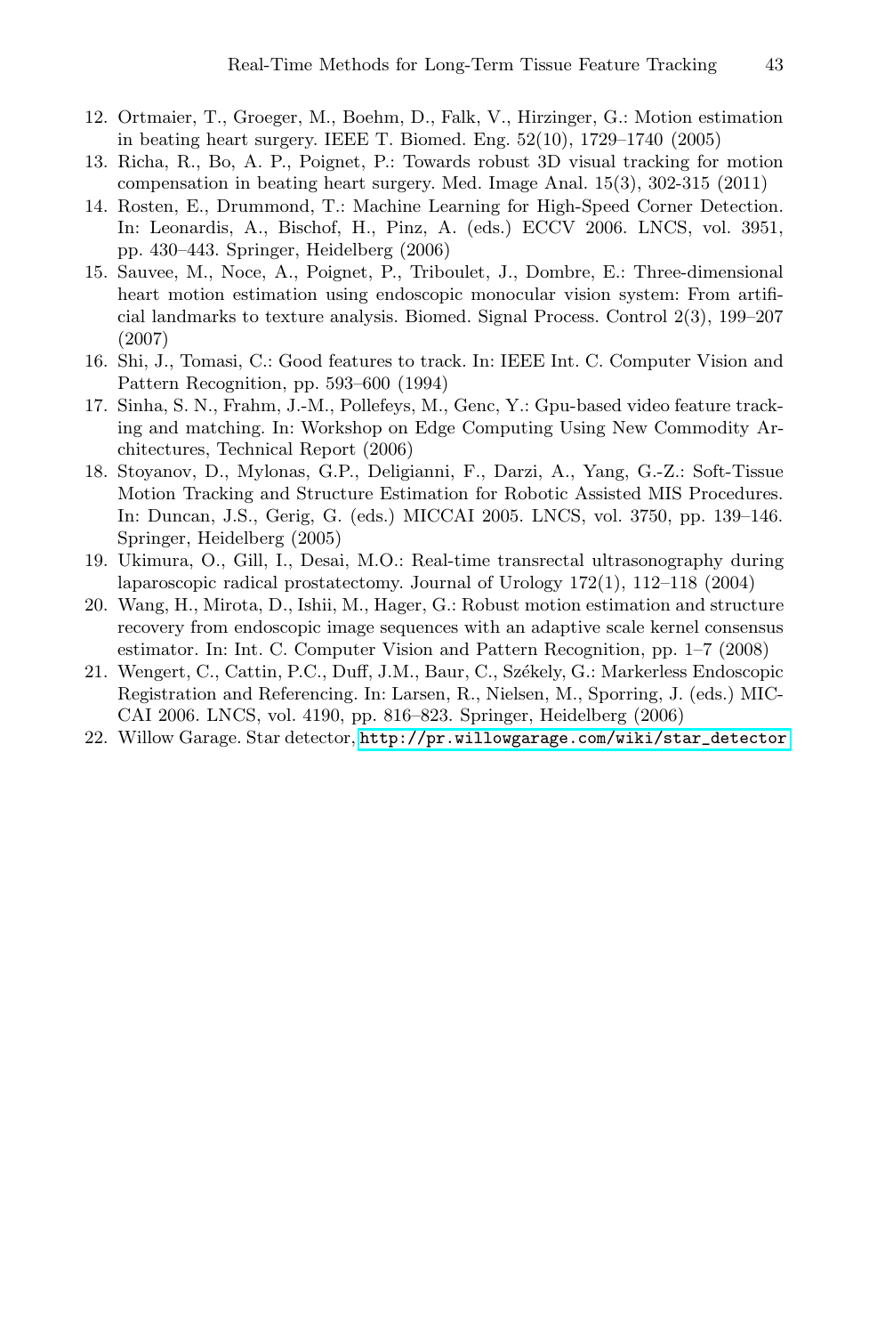12. Ortmaier, T., Groeger, M., Boehm, D., Falk, V., Hirzinger, G.: Motion estimation in beating heart surgery. IEEE T. Biomed. Eng. 52(10), 1729–1740 (2005)
13. Richa, R., Bo, A. P., Poignet, P.: Towards robust 3D visual tracking for motion compensation in beating heart surgery. Med. Image Anal. 15(3), 302-315 (2011)
14. Rosten, E., Drummond, T.: Machine Learning for High-Speed Corner Detection. In: Leonardis, A., Bischof, H., Pinz, A. (eds.) ECCV 2006. LNCS, vol. 3951, pp. 430–443. Springer, Heidelberg (2006)
15. Sauvee, M., Noce, A., Poignet, P., Triboulet, J., Dombre, E.: Three-dimensional heart motion estimation using endoscopic monocular vision system: From artificial landmarks to texture analysis. Biomed. Signal Process. Control 2(3), 199–207 (2007)
16. Shi, J., Tomasi, C.: Good features to track. In: IEEE Int. C. Computer Vision and Pattern Recognition, pp. 593–600 (1994)
17. Sinha, S. N., Frahm, J.-M., Pollefeys, M., Genc, Y.: Gpu-based video feature tracking and matching. In: Workshop on Edge Computing Using New Commodity Architectures, Technical Report (2006)
18. Stoyanov, D., Mylonas, G.P., Deligianni, F., Darzi, A., Yang, G.-Z.: Soft-Tissue Motion Tracking and Structure Estimation for Robotic Assisted MIS Procedures. In: Duncan, J.S., Gerig, G. (eds.) MICCAI 2005. LNCS, vol. 3750, pp. 139–146. Springer, Heidelberg (2005)
19. Ukimura, O., Gill, I., Desai, M.O.: Real-time transrectal ultrasonography during laparoscopic radical prostatectomy. Journal of Urology 172(1), 112–118 (2004)
20. Wang, H., Mirota, D., Ishii, M., Hager, G.: Robust motion estimation and structure recovery from endoscopic image sequences with an adaptive scale kernel consensus estimator. In: Int. C. Computer Vision and Pattern Recognition, pp. 1–7 (2008)
21. Wengert, C., Cattin, P.C., Duff, J.M., Baur, C., Székely, G.: Markerless Endoscopic Registration and Referencing. In: Larsen, R., Nielsen, M., Sporring, J. (eds.) MICCAI 2006. LNCS, vol. 4190, pp. 816–823. Springer, Heidelberg (2006)
22. Willow Garage. Star detector, http://pr.willowgarage.com/wiki/star_detector